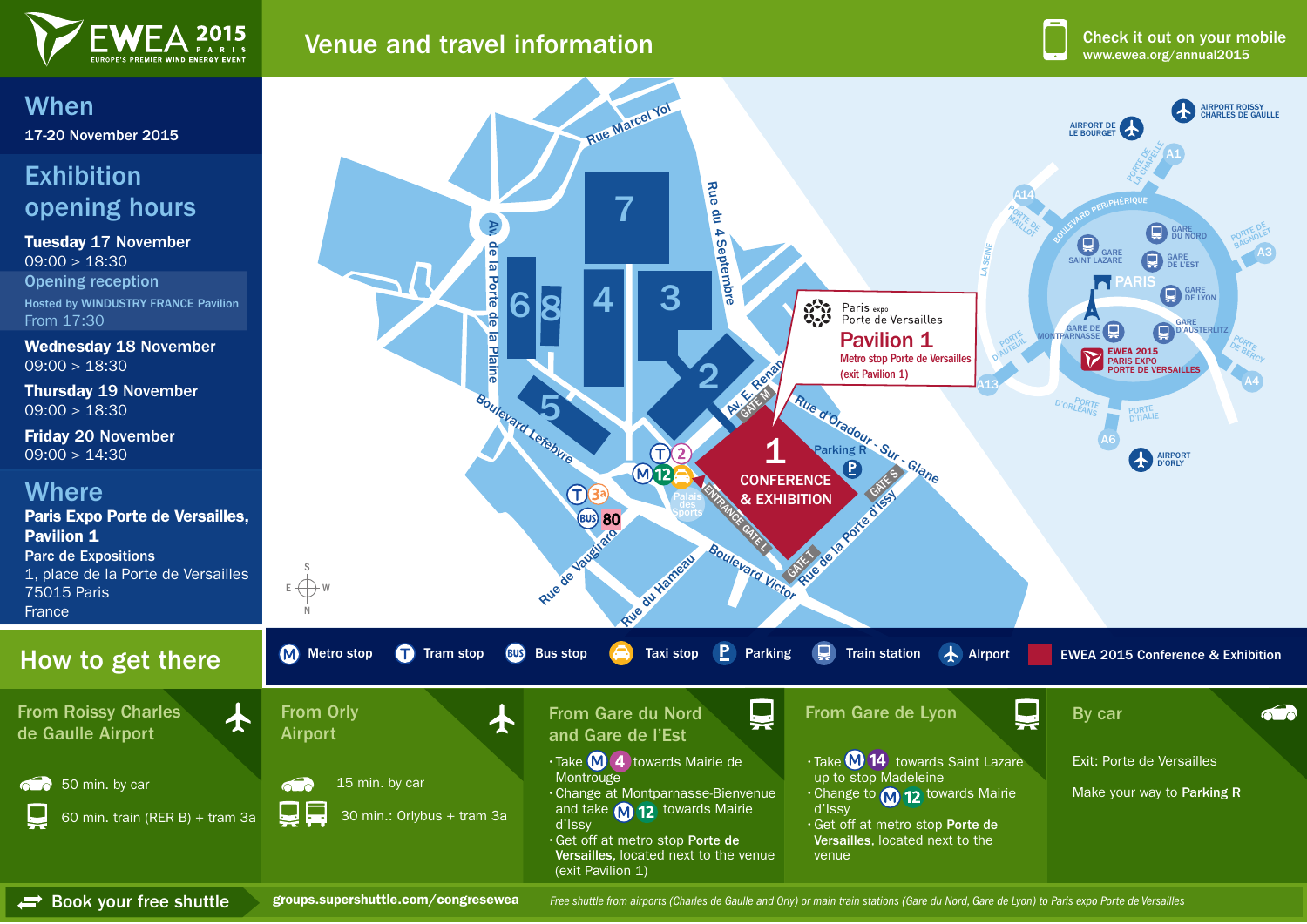# EWEA 2015 PARIS
EUROPE'S PREMIER WIND ENERGY EVENT

## Venue and travel information

Check it out on your mobile
www.ewea.org/annual2015

## When

17-20 November 2015

## Exhibition opening hours

**Tuesday** 17 November
09:00 > 18:30

Opening reception
Hosted by WINDUSTRY FRANCE Pavilion
From 17:30

**Wednesday** 18 November
09:00 > 18:30

**Thursday** 19 November
09:00 > 18:30

**Friday** 20 November
09:00 > 14:30

## Where

**Paris Expo Porte de Versailles, Pavilion 1**

**Parc de Expositions**
1, place de la Porte de Versailles
75015 Paris
France

Paris expo Porte de Versailles
**Pavilion 1**
Metro stop Porte de Versailles (exit Pavilion 1)

1 CONFERENCE & EXHIBITION

Legend: Metro stop | Tram stop | Bus stop | Taxi stop | Parking | Train station | Airport | EWEA 2015 Conference & Exhibition

## How to get there

### From Roissy Charles de Gaulle Airport

50 min. by car

60 min. train (RER B) + tram 3a

### From Orly Airport

15 min. by car

30 min.: Orlybus + tram 3a

### From Gare du Nord and Gare de l'Est

- Take M 4 towards Mairie de Montrouge
- Change at Montparnasse-Bienvenue and take M 12 towards Mairie d'Issy
- Get off at metro stop **Porte de Versailles**, located next to the venue (exit Pavilion 1)

### From Gare de Lyon

- Take M 14 towards Saint Lazare up to stop Madeleine
- Change to M 12 towards Mairie d'Issy
- Get off at metro stop **Porte de Versailles**, located next to the venue

### By car

Exit: Porte de Versailles

Make your way to **Parking R**

**Book your free shuttle** groups.supershuttle.com/congresewea

*Free shuttle from airports (Charles de Gaulle and Orly) or main train stations (Gare du Nord, Gare de Lyon) to Paris expo Porte de Versailles*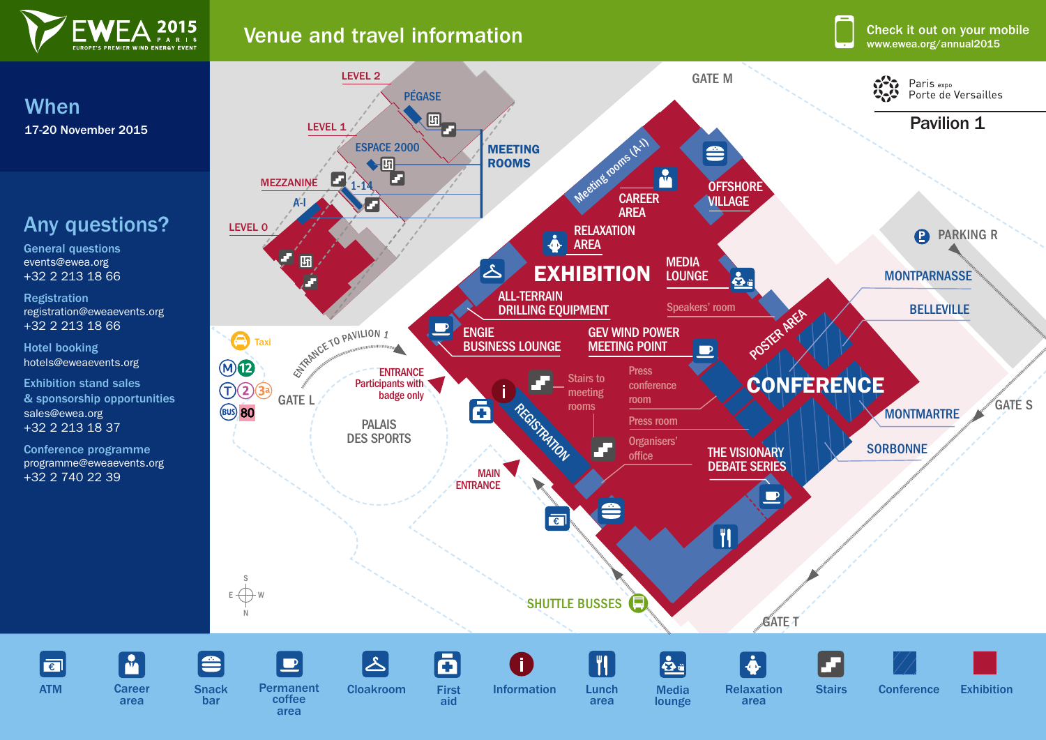# EWEA 2015 PARIS

EUROPE'S PREMIER WIND ENERGY EVENT

## Venue and travel information

Check it out on your mobile
www.ewea.org/annual2015

## When

17-20 November 2015

## Any questions?

**General questions**
events@ewea.org
+32 2 213 18 66

**Registration**
registration@eweaevents.org
+32 2 213 18 66

**Hotel booking**
hotels@eweaevents.org

**Exhibition stand sales & sponsorship opportunities**
sales@ewea.org
+32 2 213 18 37

**Conference programme**
programme@eweaevents.org
+32 2 740 22 39

Paris expo
Porte de Versailles

### Pavilion 1

LEVEL 2
PÉGASE
LEVEL 1
ESPACE 2000
MEETING ROOMS
MEZZANINE
1-14
A-I
LEVEL 0

GATE M
Meeting rooms (A-I)
CAREER AREA
OFFSHORE VILLAGE
RELAXATION AREA
EXHIBITION
MEDIA LOUNGE
ALL-TERRAIN DRILLING EQUIPMENT
Speakers' room
ENGIE BUSINESS LOUNGE
GEV WIND POWER MEETING POINT
POSTER AREA
CONFERENCE
Stairs to meeting rooms
Press conference room
Press room
Organisers' office
THE VISIONARY DEBATE SERIES
REGISTRATION
PARKING R
MONTPARNASSE
BELLEVILLE
MONTMARTRE
SORBONNE
GATE S
GATE T
SHUTTLE BUSSES
MAIN ENTRANCE
ENTRANCE Participants with badge only
ENTRANCE TO PAVILION 1
GATE L
PALAIS DES SPORTS

Taxi
M 12
T 2 3a
BUS 80

S
E W
N

ATM
Career area
Snack bar
Permanent coffee area
Cloakroom
First aid
Information
Lunch area
Media lounge
Relaxation area
Stairs
Conference
Exhibition